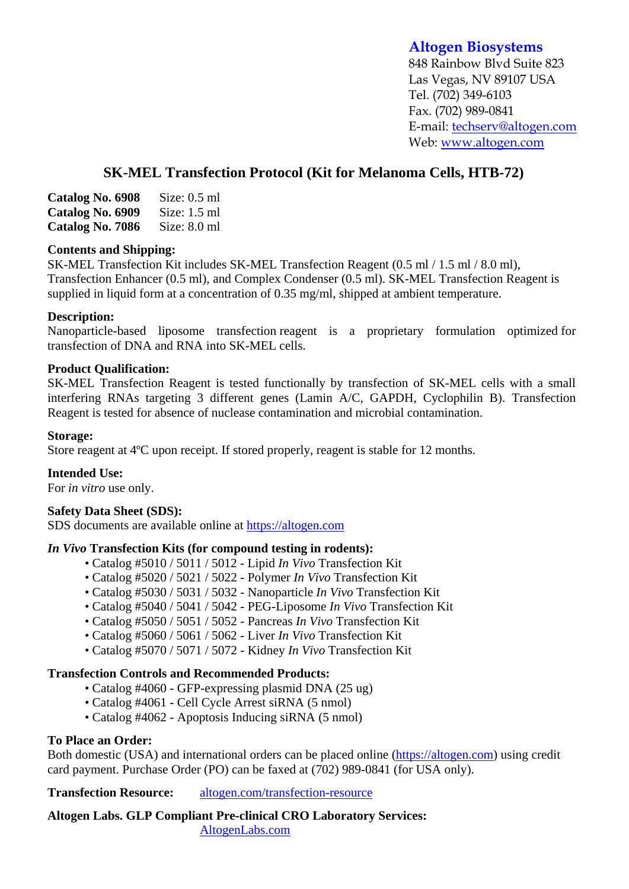**Altogen Biosystems**
848 Rainbow Blvd Suite 823
Las Vegas, NV 89107 USA
Tel. (702) 349-6103
Fax. (702) 989-0841
E-mail: techserv@altogen.com
Web: www.altogen.com

# SK-MEL Transfection Protocol (Kit for Melanoma Cells, HTB-72)

**Catalog No. 6908** Size: 0.5 ml
**Catalog No. 6909** Size: 1.5 ml
**Catalog No. 7086** Size: 8.0 ml

**Contents and Shipping:**
SK-MEL Transfection Kit includes SK-MEL Transfection Reagent (0.5 ml / 1.5 ml / 8.0 ml), Transfection Enhancer (0.5 ml), and Complex Condenser (0.5 ml). SK-MEL Transfection Reagent is supplied in liquid form at a concentration of 0.35 mg/ml, shipped at ambient temperature.

**Description:**
Nanoparticle-based liposome transfection reagent is a proprietary formulation optimized for transfection of DNA and RNA into SK-MEL cells.

**Product Qualification:**
SK-MEL Transfection Reagent is tested functionally by transfection of SK-MEL cells with a small interfering RNAs targeting 3 different genes (Lamin A/C, GAPDH, Cyclophilin B). Transfection Reagent is tested for absence of nuclease contamination and microbial contamination.

**Storage:**
Store reagent at 4ºC upon receipt. If stored properly, reagent is stable for 12 months.

**Intended Use:**
For *in vitro* use only.

**Safety Data Sheet (SDS):**
SDS documents are available online at https://altogen.com

***In Vivo* Transfection Kits (for compound testing in rodents):**

- Catalog #5010 / 5011 / 5012 - Lipid *In Vivo* Transfection Kit
- Catalog #5020 / 5021 / 5022 - Polymer *In Vivo* Transfection Kit
- Catalog #5030 / 5031 / 5032 - Nanoparticle *In Vivo* Transfection Kit
- Catalog #5040 / 5041 / 5042 - PEG-Liposome *In Vivo* Transfection Kit
- Catalog #5050 / 5051 / 5052 - Pancreas *In Vivo* Transfection Kit
- Catalog #5060 / 5061 / 5062 - Liver *In Vivo* Transfection Kit
- Catalog #5070 / 5071 / 5072 - Kidney *In Vivo* Transfection Kit

**Transfection Controls and Recommended Products:**

- Catalog #4060 - GFP-expressing plasmid DNA (25 ug)
- Catalog #4061 - Cell Cycle Arrest siRNA (5 nmol)
- Catalog #4062 - Apoptosis Inducing siRNA (5 nmol)

**To Place an Order:**
Both domestic (USA) and international orders can be placed online (https://altogen.com) using credit card payment. Purchase Order (PO) can be faxed at (702) 989-0841 (for USA only).

**Transfection Resource:** altogen.com/transfection-resource

**Altogen Labs. GLP Compliant Pre-clinical CRO Laboratory Services:**
AltogenLabs.com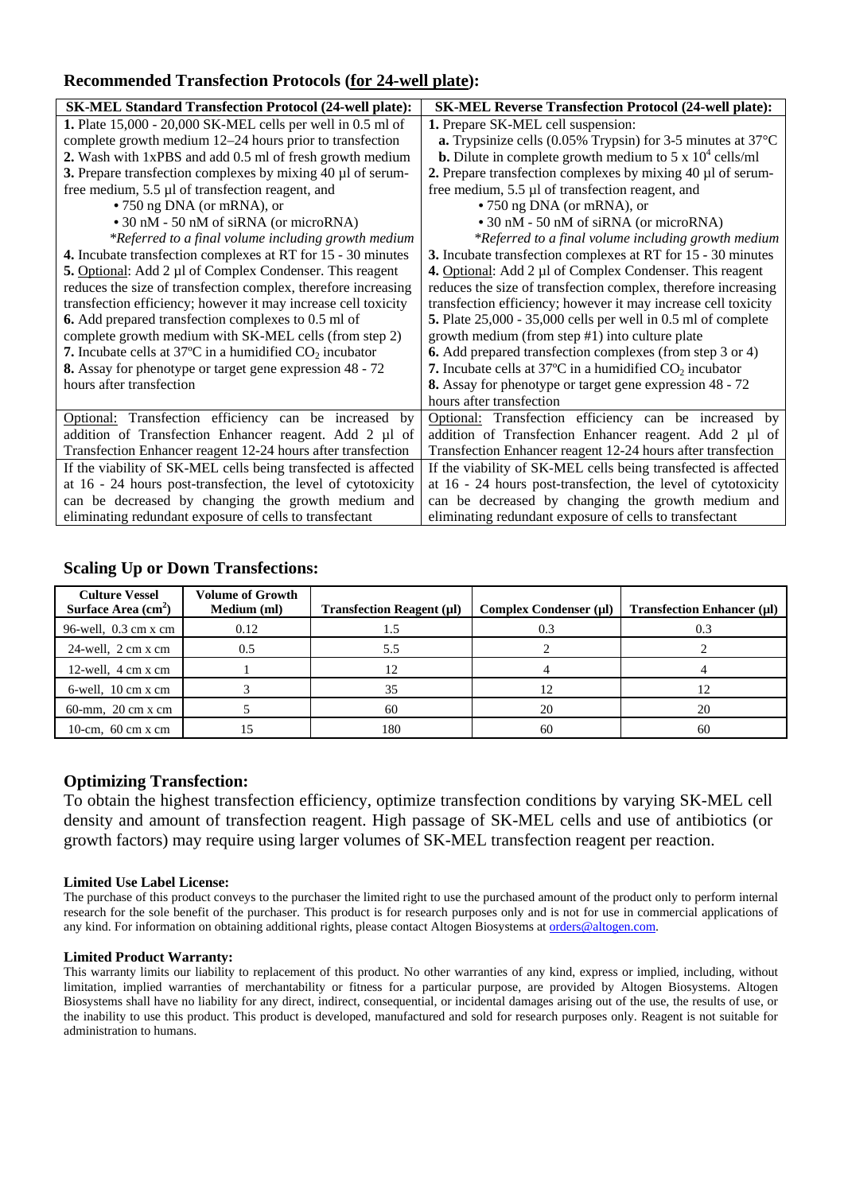## Recommended Transfection Protocols (for 24-well plate):

| SK-MEL Standard Transfection Protocol (24-well plate): | SK-MEL Reverse Transfection Protocol (24-well plate): |
|---|---|
| **1.** Plate 15,000 - 20,000 SK-MEL cells per well in 0.5 ml of complete growth medium 12–24 hours prior to transfection<br>**2.** Wash with 1xPBS and add 0.5 ml of fresh growth medium<br>**3.** Prepare transfection complexes by mixing 40 µl of serum-free medium, 5.5 µl of transfection reagent, and<br>• 750 ng DNA (or mRNA), or<br>• 30 nM - 50 nM of siRNA (or microRNA)<br>*\*Referred to a final volume including growth medium*<br>**4.** Incubate transfection complexes at RT for 15 - 30 minutes<br>**5.** Optional: Add 2 µl of Complex Condenser. This reagent reduces the size of transfection complex, therefore increasing transfection efficiency; however it may increase cell toxicity<br>**6.** Add prepared transfection complexes to 0.5 ml of complete growth medium with SK-MEL cells (from step 2)<br>**7.** Incubate cells at 37ºC in a humidified $CO_2$ incubator<br>**8.** Assay for phenotype or target gene expression 48 - 72 hours after transfection | **1.** Prepare SK-MEL cell suspension:<br>**a.** Trypsinize cells (0.05% Trypsin) for 3-5 minutes at 37°C<br>**b.** Dilute in complete growth medium to 5 x $10^4$ cells/ml<br>**2.** Prepare transfection complexes by mixing 40 µl of serum-free medium, 5.5 µl of transfection reagent, and<br>• 750 ng DNA (or mRNA), or<br>• 30 nM - 50 nM of siRNA (or microRNA)<br>*\*Referred to a final volume including growth medium*<br>**3.** Incubate transfection complexes at RT for 15 - 30 minutes<br>**4.** Optional: Add 2 µl of Complex Condenser. This reagent reduces the size of transfection complex, therefore increasing transfection efficiency; however it may increase cell toxicity<br>**5.** Plate 25,000 - 35,000 cells per well in 0.5 ml of complete growth medium (from step #1) into culture plate<br>**6.** Add prepared transfection complexes (from step 3 or 4)<br>**7.** Incubate cells at 37ºC in a humidified $CO_2$ incubator<br>**8.** Assay for phenotype or target gene expression 48 - 72 hours after transfection |
| Optional: Transfection efficiency can be increased by addition of Transfection Enhancer reagent. Add 2 µl of Transfection Enhancer reagent 12-24 hours after transfection | Optional: Transfection efficiency can be increased by addition of Transfection Enhancer reagent. Add 2 µl of Transfection Enhancer reagent 12-24 hours after transfection |
| If the viability of SK-MEL cells being transfected is affected at 16 - 24 hours post-transfection, the level of cytotoxicity can be decreased by changing the growth medium and eliminating redundant exposure of cells to transfectant | If the viability of SK-MEL cells being transfected is affected at 16 - 24 hours post-transfection, the level of cytotoxicity can be decreased by changing the growth medium and eliminating redundant exposure of cells to transfectant |

## Scaling Up or Down Transfections:

| Culture Vessel Surface Area ($cm^2$) | Volume of Growth Medium (ml) | Transfection Reagent (µl) | Complex Condenser (µl) | Transfection Enhancer (µl) |
|---|---|---|---|---|
| 96-well, 0.3 cm x cm | 0.12 | 1.5 | 0.3 | 0.3 |
| 24-well, 2 cm x cm | 0.5 | 5.5 | 2 | 2 |
| 12-well, 4 cm x cm | 1 | 12 | 4 | 4 |
| 6-well, 10 cm x cm | 3 | 35 | 12 | 12 |
| 60-mm, 20 cm x cm | 5 | 60 | 20 | 20 |
| 10-cm, 60 cm x cm | 15 | 180 | 60 | 60 |

## Optimizing Transfection:

To obtain the highest transfection efficiency, optimize transfection conditions by varying SK-MEL cell density and amount of transfection reagent. High passage of SK-MEL cells and use of antibiotics (or growth factors) may require using larger volumes of SK-MEL transfection reagent per reaction.

#### Limited Use Label License:

The purchase of this product conveys to the purchaser the limited right to use the purchased amount of the product only to perform internal research for the sole benefit of the purchaser. This product is for research purposes only and is not for use in commercial applications of any kind. For information on obtaining additional rights, please contact Altogen Biosystems at orders@altogen.com.

#### Limited Product Warranty:

This warranty limits our liability to replacement of this product. No other warranties of any kind, express or implied, including, without limitation, implied warranties of merchantability or fitness for a particular purpose, are provided by Altogen Biosystems. Altogen Biosystems shall have no liability for any direct, indirect, consequential, or incidental damages arising out of the use, the results of use, or the inability to use this product. This product is developed, manufactured and sold for research purposes only. Reagent is not suitable for administration to humans.